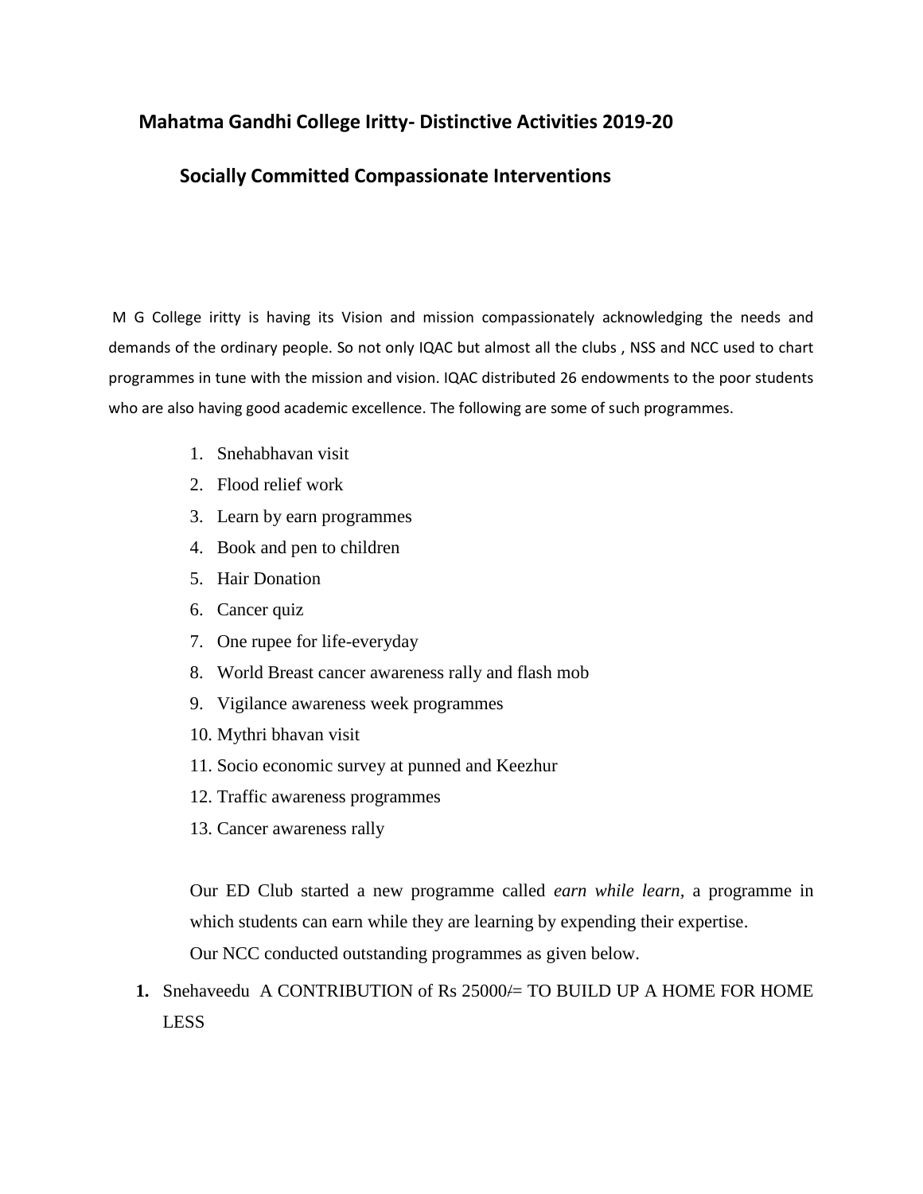## Mahatma Gandhi College Iritty- Distinctive Activities 2019-20

### Socially Committed Compassionate Interventions

M G College iritty is having its Vision and mission compassionately acknowledging the needs and demands of the ordinary people. So not only IQAC but almost all the clubs , NSS and NCC used to chart programmes in tune with the mission and vision. IQAC distributed 26 endowments to the poor students who are also having good academic excellence. The following are some of such programmes.

1. Snehabhavan visit
2. Flood relief work
3. Learn by earn programmes
4. Book and pen to children
5. Hair Donation
6. Cancer quiz
7. One rupee for life-everyday
8. World Breast cancer awareness rally and flash mob
9. Vigilance awareness week programmes
10. Mythri bhavan visit
11. Socio economic survey at punned and Keezhur
12. Traffic awareness programmes
13. Cancer awareness rally

Our ED Club started a new programme called *earn while learn*, a programme in which students can earn while they are learning by expending their expertise.

Our NCC conducted outstanding programmes as given below.

1. Snehaveedu A CONTRIBUTION of Rs 25000/= TO BUILD UP A HOME FOR HOME LESS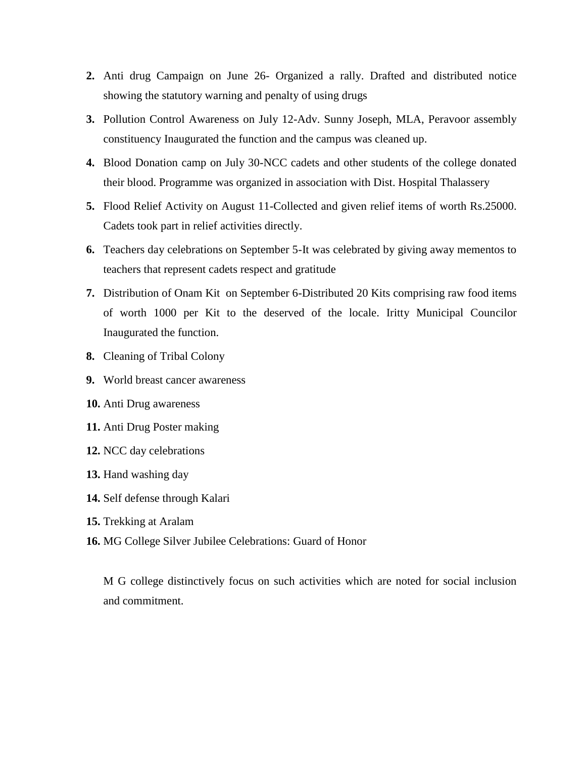2. Anti drug Campaign on June 26- Organized a rally. Drafted and distributed notice showing the statutory warning and penalty of using drugs
3. Pollution Control Awareness on July 12-Adv. Sunny Joseph, MLA, Peravoor assembly constituency Inaugurated the function and the campus was cleaned up.
4. Blood Donation camp on July 30-NCC cadets and other students of the college donated their blood. Programme was organized in association with Dist. Hospital Thalassery
5. Flood Relief Activity on August 11-Collected and given relief items of worth Rs.25000. Cadets took part in relief activities directly.
6. Teachers day celebrations on September 5-It was celebrated by giving away mementos to teachers that represent cadets respect and gratitude
7. Distribution of Onam Kit on September 6-Distributed 20 Kits comprising raw food items of worth 1000 per Kit to the deserved of the locale. Iritty Municipal Councilor Inaugurated the function.
8. Cleaning of Tribal Colony
9. World breast cancer awareness
10. Anti Drug awareness
11. Anti Drug Poster making
12. NCC day celebrations
13. Hand washing day
14. Self defense through Kalari
15. Trekking at Aralam
16. MG College Silver Jubilee Celebrations: Guard of Honor

M G college distinctively focus on such activities which are noted for social inclusion and commitment.